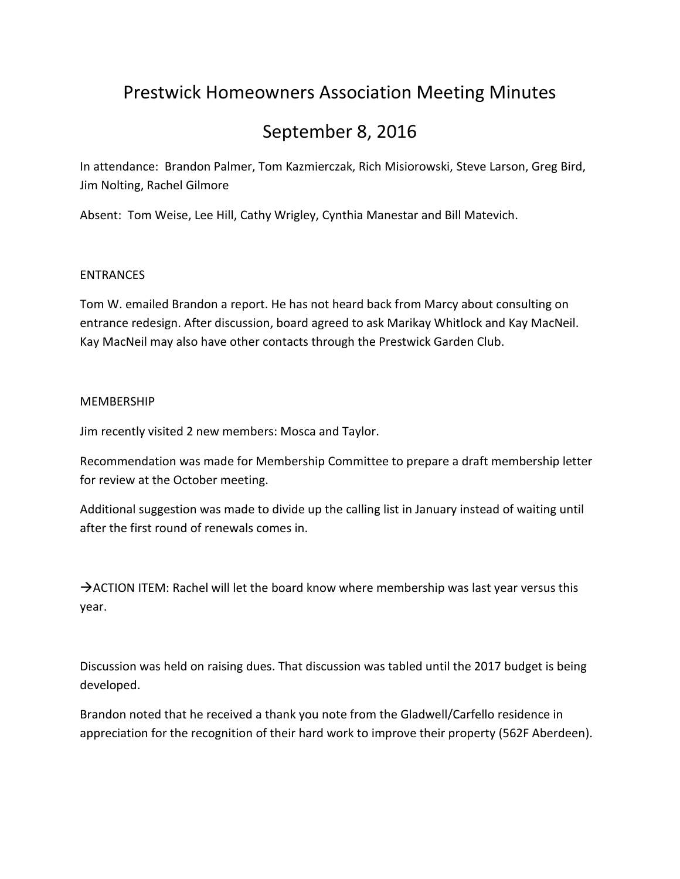# Prestwick Homeowners Association Meeting Minutes

## September 8, 2016

In attendance: Brandon Palmer, Tom Kazmierczak, Rich Misiorowski, Steve Larson, Greg Bird, Jim Nolting, Rachel Gilmore

Absent: Tom Weise, Lee Hill, Cathy Wrigley, Cynthia Manestar and Bill Matevich.

ENTRANCES

Tom W. emailed Brandon a report. He has not heard back from Marcy about consulting on entrance redesign. After discussion, board agreed to ask Marikay Whitlock and Kay MacNeil. Kay MacNeil may also have other contacts through the Prestwick Garden Club.

MEMBERSHIP

Jim recently visited 2 new members: Mosca and Taylor.

Recommendation was made for Membership Committee to prepare a draft membership letter for review at the October meeting.

Additional suggestion was made to divide up the calling list in January instead of waiting until after the first round of renewals comes in.

→ACTION ITEM: Rachel will let the board know where membership was last year versus this year.

Discussion was held on raising dues. That discussion was tabled until the 2017 budget is being developed.

Brandon noted that he received a thank you note from the Gladwell/Carfello residence in appreciation for the recognition of their hard work to improve their property (562F Aberdeen).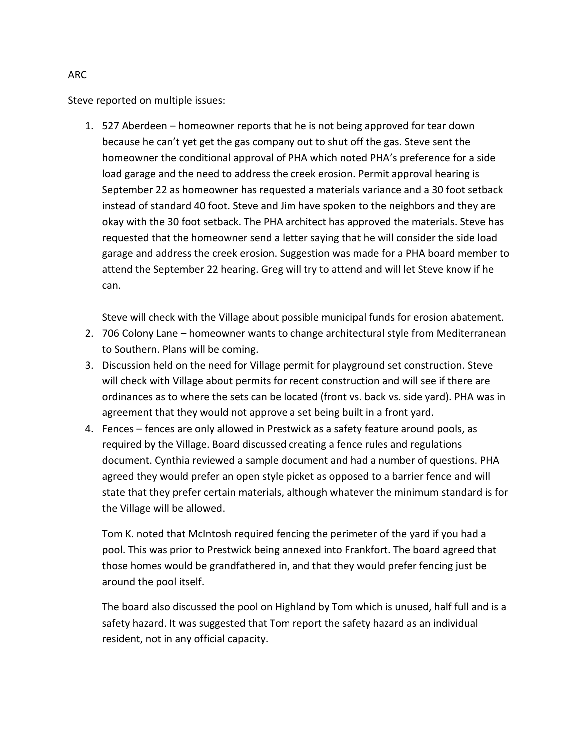ARC

Steve reported on multiple issues:

1. 527 Aberdeen – homeowner reports that he is not being approved for tear down because he can't yet get the gas company out to shut off the gas. Steve sent the homeowner the conditional approval of PHA which noted PHA's preference for a side load garage and the need to address the creek erosion. Permit approval hearing is September 22 as homeowner has requested a materials variance and a 30 foot setback instead of standard 40 foot. Steve and Jim have spoken to the neighbors and they are okay with the 30 foot setback. The PHA architect has approved the materials. Steve has requested that the homeowner send a letter saying that he will consider the side load garage and address the creek erosion. Suggestion was made for a PHA board member to attend the September 22 hearing. Greg will try to attend and will let Steve know if he can.

   Steve will check with the Village about possible municipal funds for erosion abatement.
2. 706 Colony Lane – homeowner wants to change architectural style from Mediterranean to Southern. Plans will be coming.
3. Discussion held on the need for Village permit for playground set construction. Steve will check with Village about permits for recent construction and will see if there are ordinances as to where the sets can be located (front vs. back vs. side yard). PHA was in agreement that they would not approve a set being built in a front yard.
4. Fences – fences are only allowed in Prestwick as a safety feature around pools, as required by the Village. Board discussed creating a fence rules and regulations document. Cynthia reviewed a sample document and had a number of questions. PHA agreed they would prefer an open style picket as opposed to a barrier fence and will state that they prefer certain materials, although whatever the minimum standard is for the Village will be allowed.

   Tom K. noted that McIntosh required fencing the perimeter of the yard if you had a pool. This was prior to Prestwick being annexed into Frankfort. The board agreed that those homes would be grandfathered in, and that they would prefer fencing just be around the pool itself.

   The board also discussed the pool on Highland by Tom which is unused, half full and is a safety hazard. It was suggested that Tom report the safety hazard as an individual resident, not in any official capacity.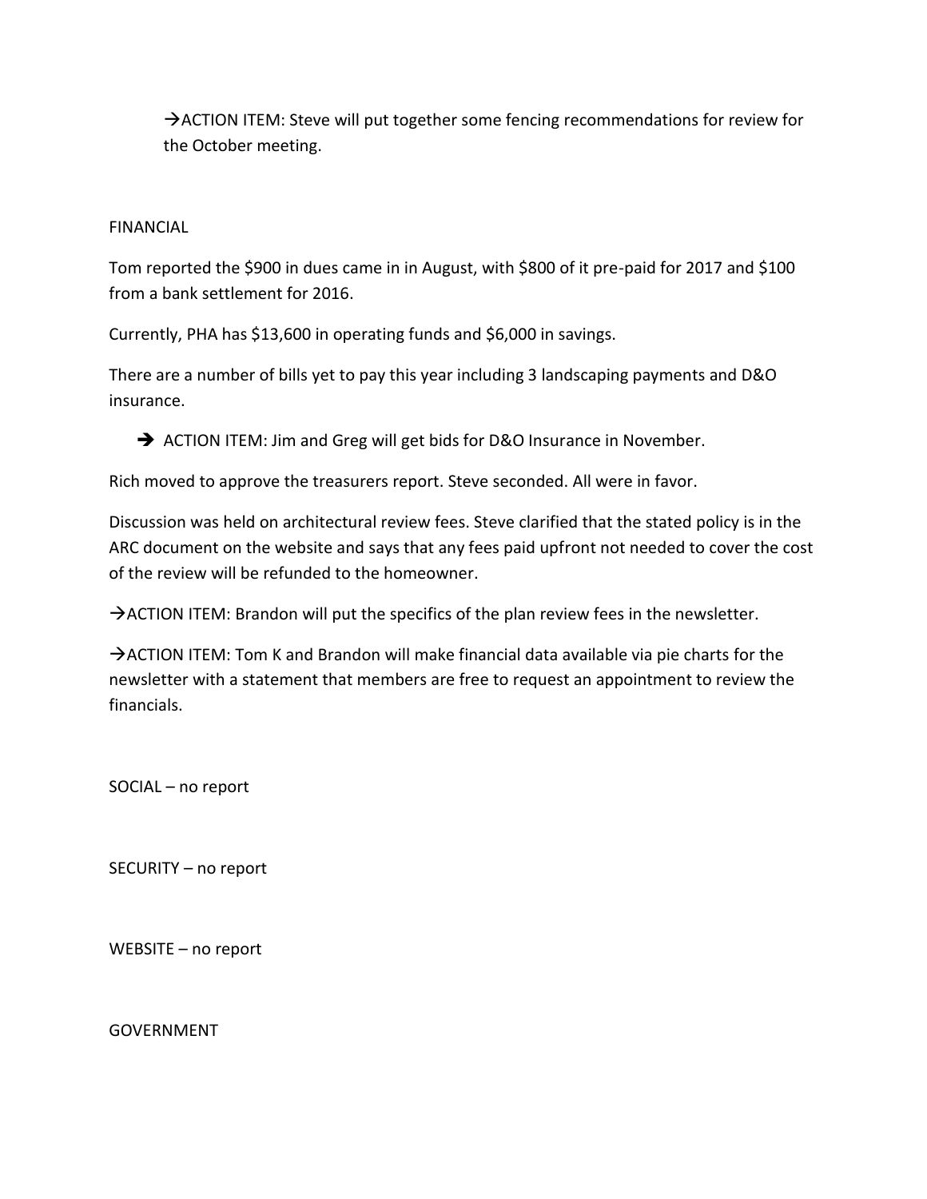→ACTION ITEM: Steve will put together some fencing recommendations for review for the October meeting.

FINANCIAL

Tom reported the $900 in dues came in in August, with $800 of it pre-paid for 2017 and $100 from a bank settlement for 2016.

Currently, PHA has $13,600 in operating funds and $6,000 in savings.

There are a number of bills yet to pay this year including 3 landscaping payments and D&O insurance.

- ➔ ACTION ITEM: Jim and Greg will get bids for D&O Insurance in November.

Rich moved to approve the treasurers report. Steve seconded. All were in favor.

Discussion was held on architectural review fees. Steve clarified that the stated policy is in the ARC document on the website and says that any fees paid upfront not needed to cover the cost of the review will be refunded to the homeowner.

→ACTION ITEM: Brandon will put the specifics of the plan review fees in the newsletter.

→ACTION ITEM: Tom K and Brandon will make financial data available via pie charts for the newsletter with a statement that members are free to request an appointment to review the financials.

SOCIAL – no report

SECURITY – no report

WEBSITE – no report

GOVERNMENT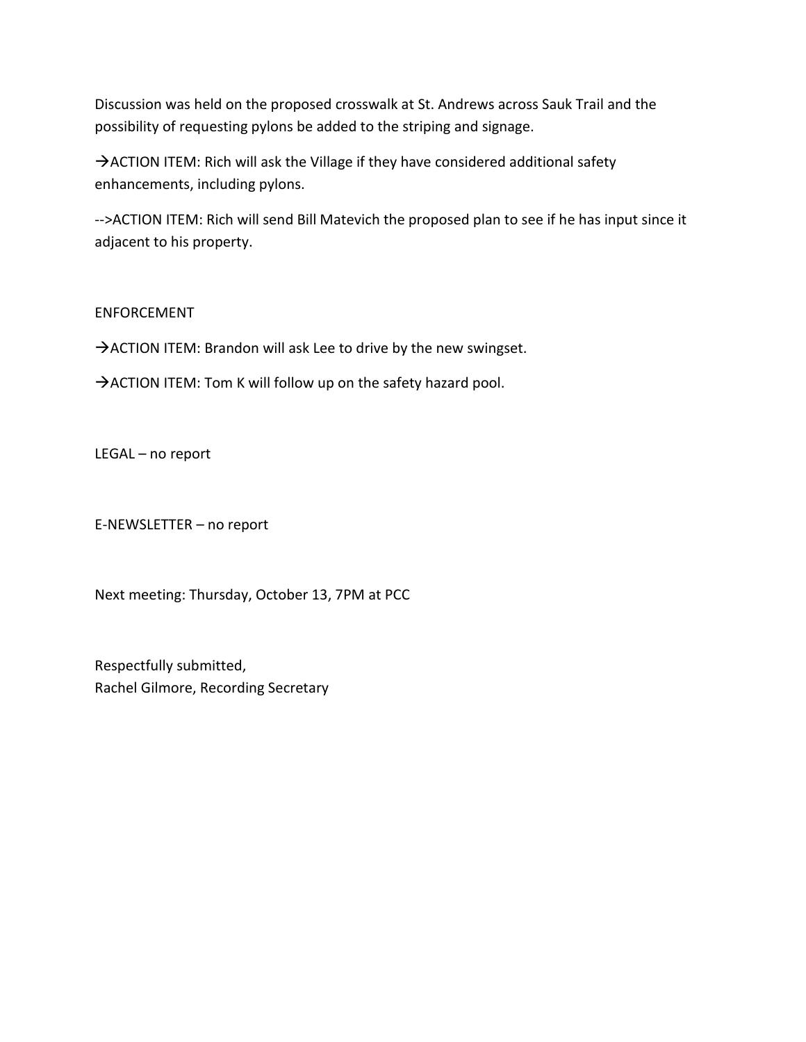Discussion was held on the proposed crosswalk at St. Andrews across Sauk Trail and the possibility of requesting pylons be added to the striping and signage.

→ACTION ITEM: Rich will ask the Village if they have considered additional safety enhancements, including pylons.

-->ACTION ITEM: Rich will send Bill Matevich the proposed plan to see if he has input since it adjacent to his property.

ENFORCEMENT

→ACTION ITEM: Brandon will ask Lee to drive by the new swingset.

→ACTION ITEM: Tom K will follow up on the safety hazard pool.

LEGAL – no report

E-NEWSLETTER – no report

Next meeting: Thursday, October 13, 7PM at PCC

Respectfully submitted,
Rachel Gilmore, Recording Secretary